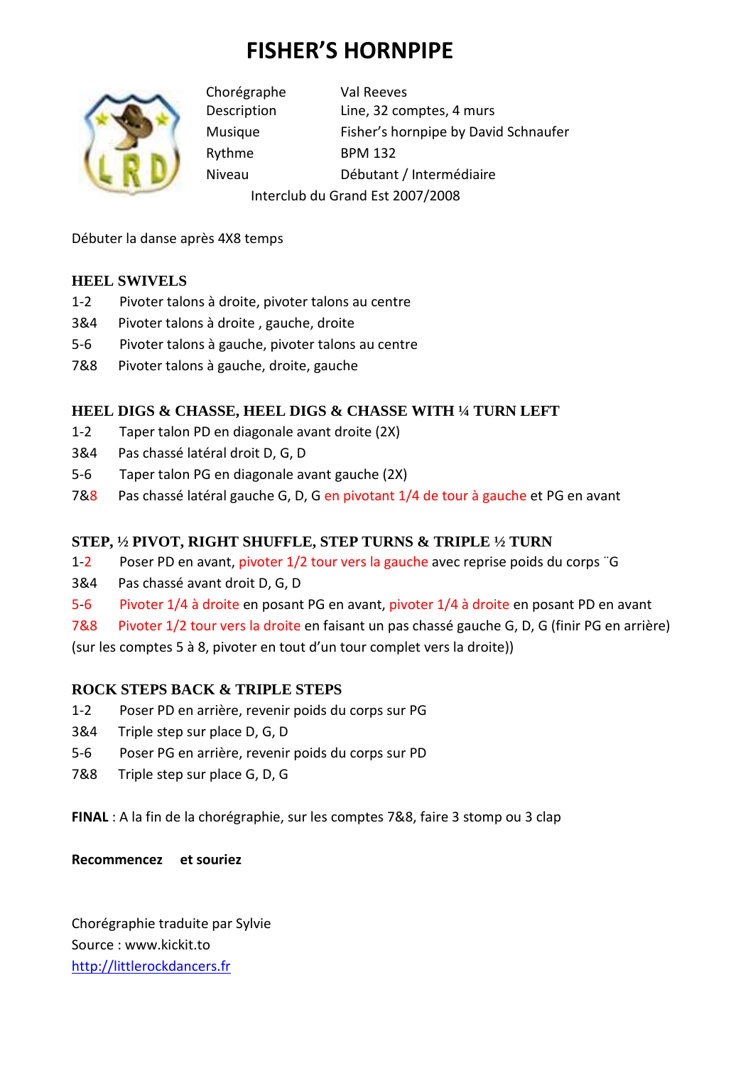# FISHER'S HORNPIPE

| | |
|---|---|
| Chorégraphe | Val Reeves |
| Description | Line, 32 comptes, 4 murs |
| Musique | Fisher's hornpipe by David Schnaufer |
| Rythme | BPM 132 |
| Niveau | Débutant / Intermédiaire |

Interclub du Grand Est 2007/2008

Débuter la danse après 4X8 temps

## HEEL SWIVELS

1-2 Pivoter talons à droite, pivoter talons au centre
3&4 Pivoter talons à droite , gauche, droite
5-6 Pivoter talons à gauche, pivoter talons au centre
7&8 Pivoter talons à gauche, droite, gauche

## HEEL DIGS & CHASSE, HEEL DIGS & CHASSE WITH ¼ TURN LEFT

1-2 Taper talon PD en diagonale avant droite (2X)
3&4 Pas chassé latéral droit D, G, D
5-6 Taper talon PG en diagonale avant gauche (2X)
7&8 Pas chassé latéral gauche G, D, G en pivotant 1/4 de tour à gauche et PG en avant

## STEP, ½ PIVOT, RIGHT SHUFFLE, STEP TURNS & TRIPLE ½ TURN

1-2 Poser PD en avant, pivoter 1/2 tour vers la gauche avec reprise poids du corps ¨G
3&4 Pas chassé avant droit D, G, D
5-6 Pivoter 1/4 à droite en posant PG en avant, pivoter 1/4 à droite en posant PD en avant
7&8 Pivoter 1/2 tour vers la droite en faisant un pas chassé gauche G, D, G (finir PG en arrière)
(sur les comptes 5 à 8, pivoter en tout d'un tour complet vers la droite))

## ROCK STEPS BACK & TRIPLE STEPS

1-2 Poser PD en arrière, revenir poids du corps sur PG
3&4 Triple step sur place D, G, D
5-6 Poser PG en arrière, revenir poids du corps sur PD
7&8 Triple step sur place G, D, G

**FINAL** : A la fin de la chorégraphie, sur les comptes 7&8, faire 3 stomp ou 3 clap

**Recommencez et souriez**

Chorégraphie traduite par Sylvie
Source : www.kickit.to
[http://littlerockdancers.fr](http://littlerockdancers.fr)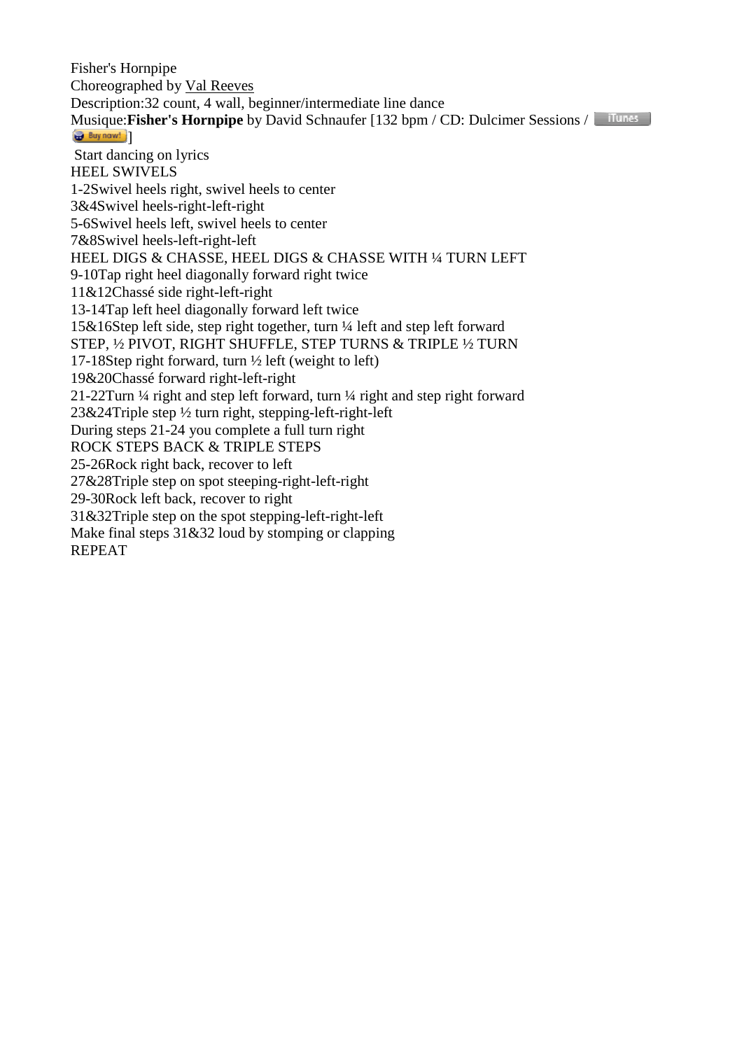Fisher's Hornpipe

Choreographed by Val Reeves

Description:32 count, 4 wall, beginner/intermediate line dance

Musique:**Fisher's Hornpipe** by David Schnaufer [132 bpm / CD: Dulcimer Sessions / ]

Start dancing on lyrics

HEEL SWIVELS

1-2Swivel heels right, swivel heels to center

3&4Swivel heels-right-left-right

5-6Swivel heels left, swivel heels to center

7&8Swivel heels-left-right-left

HEEL DIGS & CHASSE, HEEL DIGS & CHASSE WITH ¼ TURN LEFT

9-10Tap right heel diagonally forward right twice

11&12Chassé side right-left-right

13-14Tap left heel diagonally forward left twice

15&16Step left side, step right together, turn ¼ left and step left forward

STEP, ½ PIVOT, RIGHT SHUFFLE, STEP TURNS & TRIPLE ½ TURN

17-18Step right forward, turn ½ left (weight to left)

19&20Chassé forward right-left-right

21-22Turn ¼ right and step left forward, turn ¼ right and step right forward

23&24Triple step ½ turn right, stepping-left-right-left

During steps 21-24 you complete a full turn right

ROCK STEPS BACK & TRIPLE STEPS

25-26Rock right back, recover to left

27&28Triple step on spot steeping-right-left-right

29-30Rock left back, recover to right

31&32Triple step on the spot stepping-left-right-left

Make final steps 31&32 loud by stomping or clapping

REPEAT